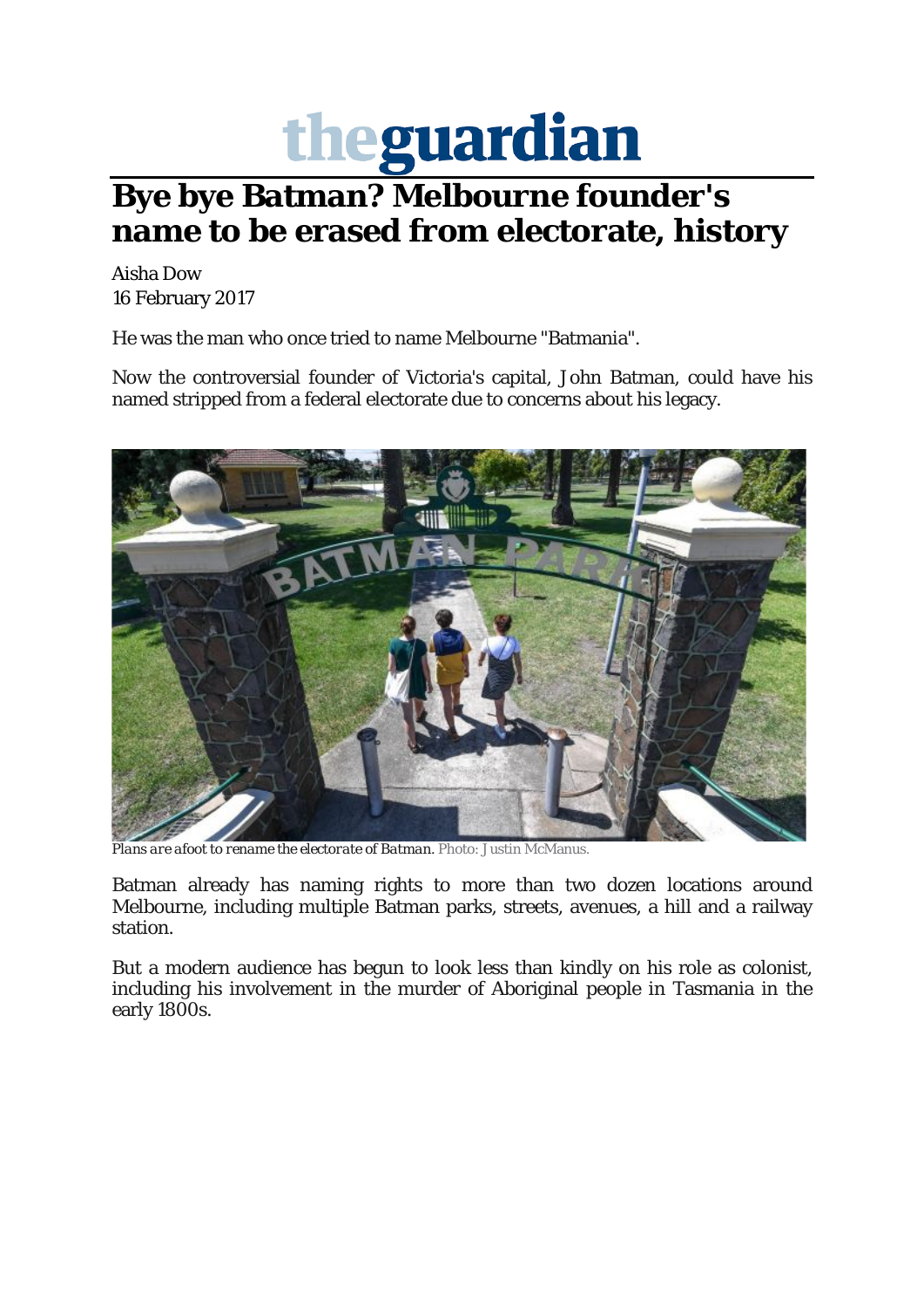# theguardian

## Bye bye Batman? Melbourne founder's name to be erased from electorate, history

Aisha Dow
16 February 2017

He was the man who once tried to name Melbourne "Batmania".

Now the controversial founder of Victoria's capital, John Batman, could have his named stripped from a federal electorate due to concerns about his legacy.

*Plans are afoot to rename the electorate of Batman.* Photo: Justin McManus.

Batman already has naming rights to more than two dozen locations around Melbourne, including multiple Batman parks, streets, avenues, a hill and a railway station.

But a modern audience has begun to look less than kindly on his role as colonist, including his involvement in the murder of Aboriginal people in Tasmania in the early 1800s.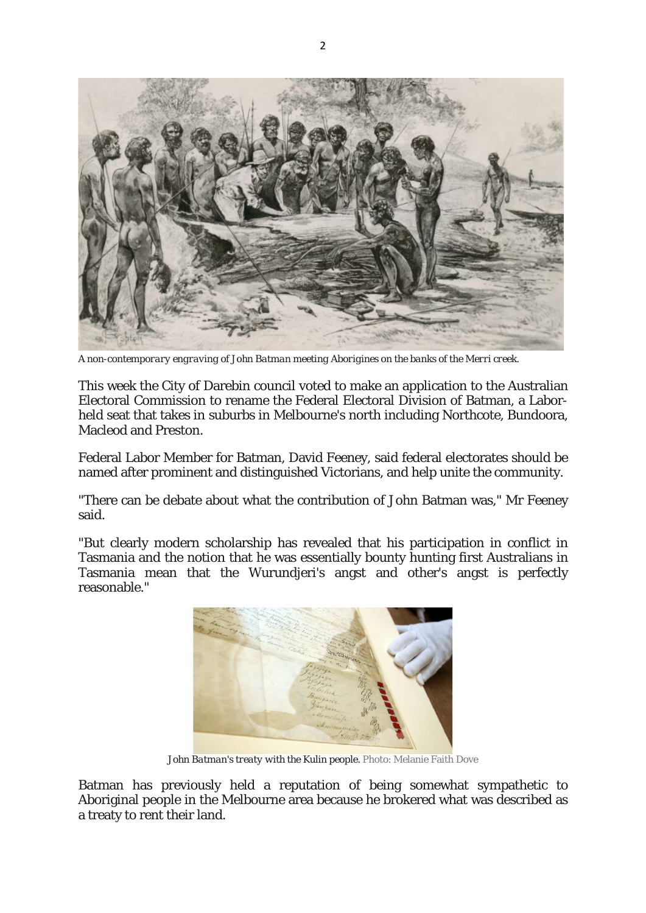*A non-contemporary engraving of John Batman meeting Aborigines on the banks of the Merri creek.*

This week the City of Darebin council voted to make an application to the Australian Electoral Commission to rename the Federal Electoral Division of Batman, a Labor-held seat that takes in suburbs in Melbourne's north including Northcote, Bundoora, Macleod and Preston.

Federal Labor Member for Batman, David Feeney, said federal electorates should be named after prominent and distinguished Victorians, and help unite the community.

"There can be debate about what the contribution of John Batman was," Mr Feeney said.

"But clearly modern scholarship has revealed that his participation in conflict in Tasmania and the notion that he was essentially bounty hunting first Australians in Tasmania mean that the Wurundjeri's angst and other's angst is perfectly reasonable."

*John Batman's treaty with the Kulin people.* Photo: Melanie Faith Dove

Batman has previously held a reputation of being somewhat sympathetic to Aboriginal people in the Melbourne area because he brokered what was described as a treaty to rent their land.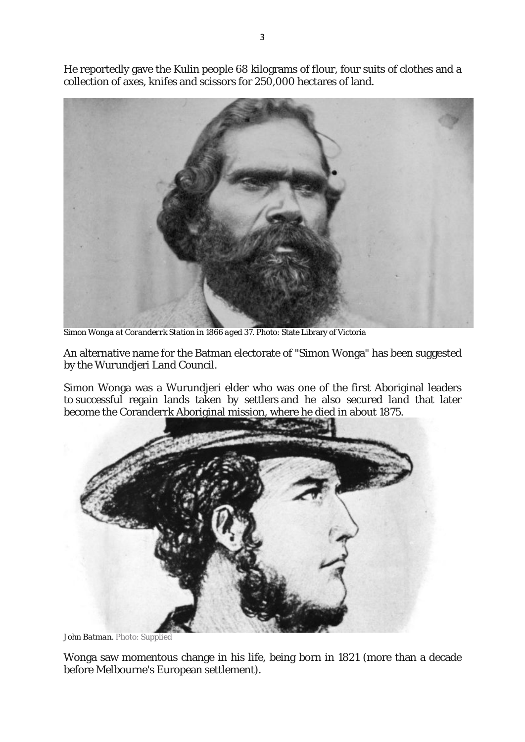He reportedly gave the Kulin people 68 kilograms of flour, four suits of clothes and a collection of axes, knifes and scissors for 250,000 hectares of land.

*Simon Wonga at Coranderrk Station in 1866 aged 37. Photo: State Library of Victoria*

An alternative name for the Batman electorate of "Simon Wonga" has been suggested by the Wurundjeri Land Council.

Simon Wonga was a Wurundjeri elder who was one of the first Aboriginal leaders to successful regain lands taken by settlers and he also secured land that later become the Coranderrk Aboriginal mission, where he died in about 1875.

*John Batman.* Photo: Supplied

Wonga saw momentous change in his life, being born in 1821 (more than a decade before Melbourne's European settlement).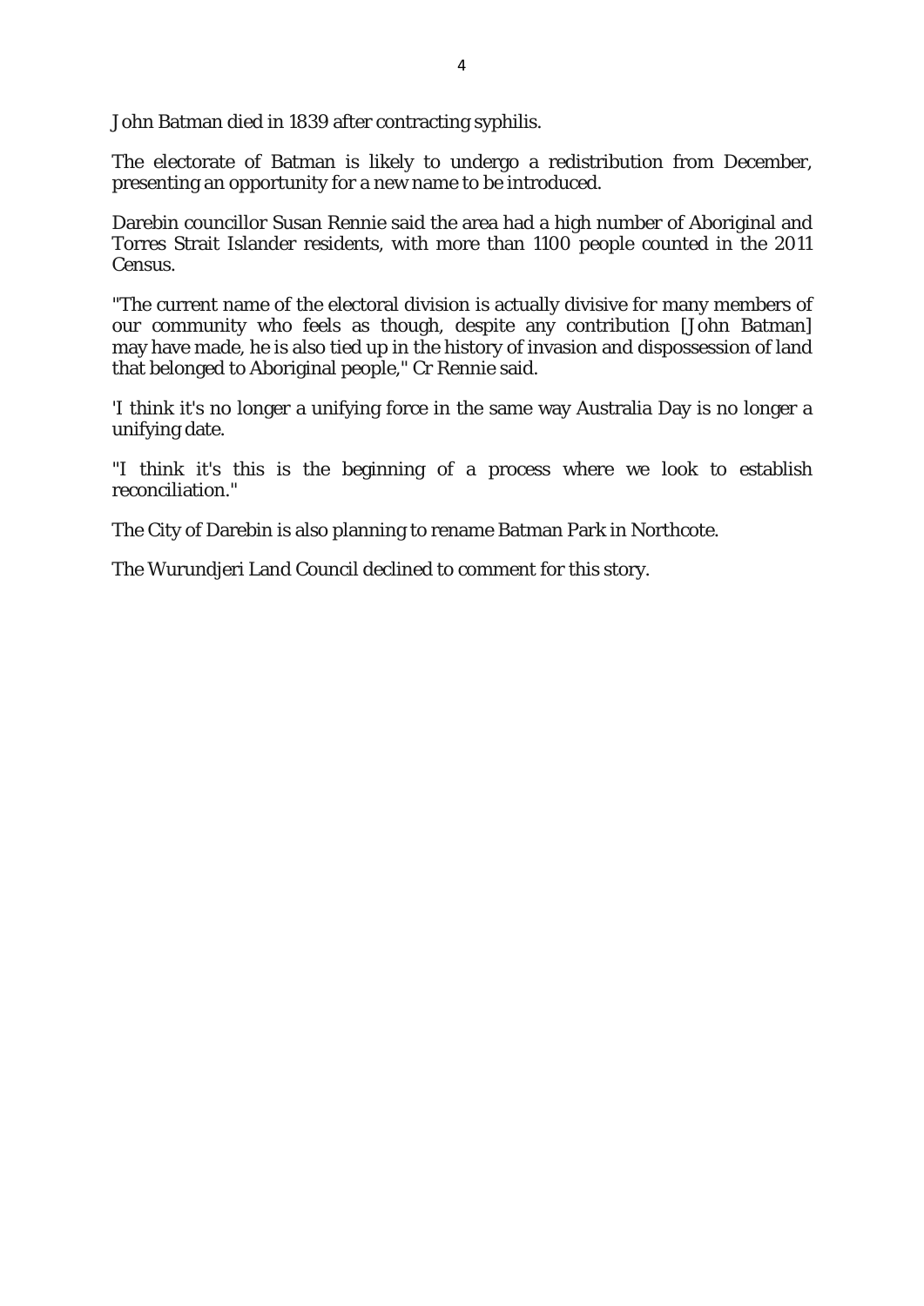John Batman died in 1839 after contracting syphilis.

The electorate of Batman is likely to undergo a redistribution from December, presenting an opportunity for a new name to be introduced.

Darebin councillor Susan Rennie said the area had a high number of Aboriginal and Torres Strait Islander residents, with more than 1100 people counted in the 2011 Census.

"The current name of the electoral division is actually divisive for many members of our community who feels as though, despite any contribution [John Batman] may have made, he is also tied up in the history of invasion and dispossession of land that belonged to Aboriginal people," Cr Rennie said.

'I think it's no longer a unifying force in the same way Australia Day is no longer a unifying date.

"I think it's this is the beginning of a process where we look to establish reconciliation."

The City of Darebin is also planning to rename Batman Park in Northcote.

The Wurundjeri Land Council declined to comment for this story.